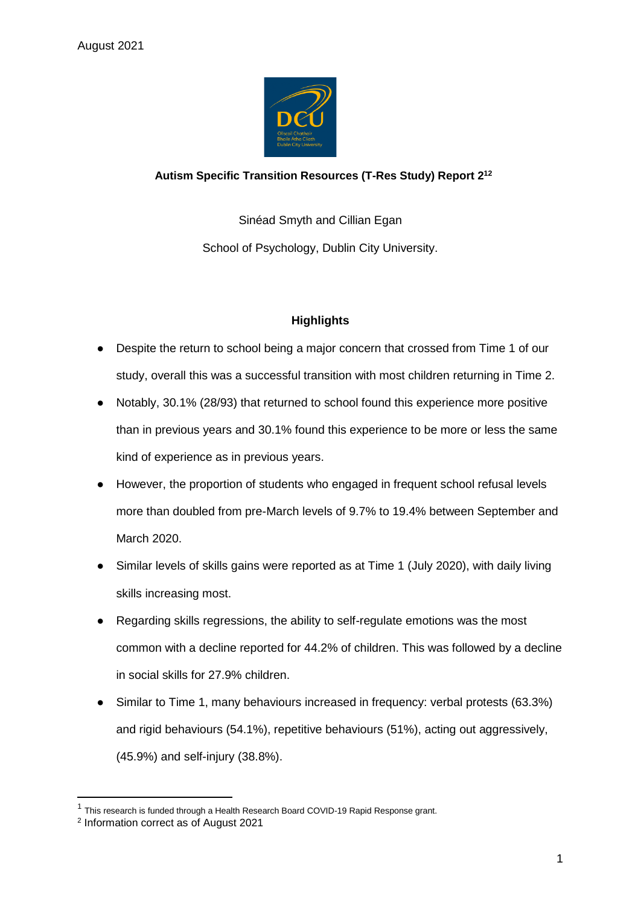August 2021

**Autism Specific Transition Resources (T-Res Study) Report 2**[1,2]

Sinéad Smyth and Cillian Egan

School of Psychology, Dublin City University.

## Highlights

- Despite the return to school being a major concern that crossed from Time 1 of our study, overall this was a successful transition with most children returning in Time 2.
- Notably, 30.1% (28/93) that returned to school found this experience more positive than in previous years and 30.1% found this experience to be more or less the same kind of experience as in previous years.
- However, the proportion of students who engaged in frequent school refusal levels more than doubled from pre-March levels of 9.7% to 19.4% between September and March 2020.
- Similar levels of skills gains were reported as at Time 1 (July 2020), with daily living skills increasing most.
- Regarding skills regressions, the ability to self-regulate emotions was the most common with a decline reported for 44.2% of children. This was followed by a decline in social skills for 27.9% children.
- Similar to Time 1, many behaviours increased in frequency: verbal protests (63.3%) and rigid behaviours (54.1%), repetitive behaviours (51%), acting out aggressively, (45.9%) and self-injury (38.8%).

---

[1] This research is funded through a Health Research Board COVID-19 Rapid Response grant.

[2] Information correct as of August 2021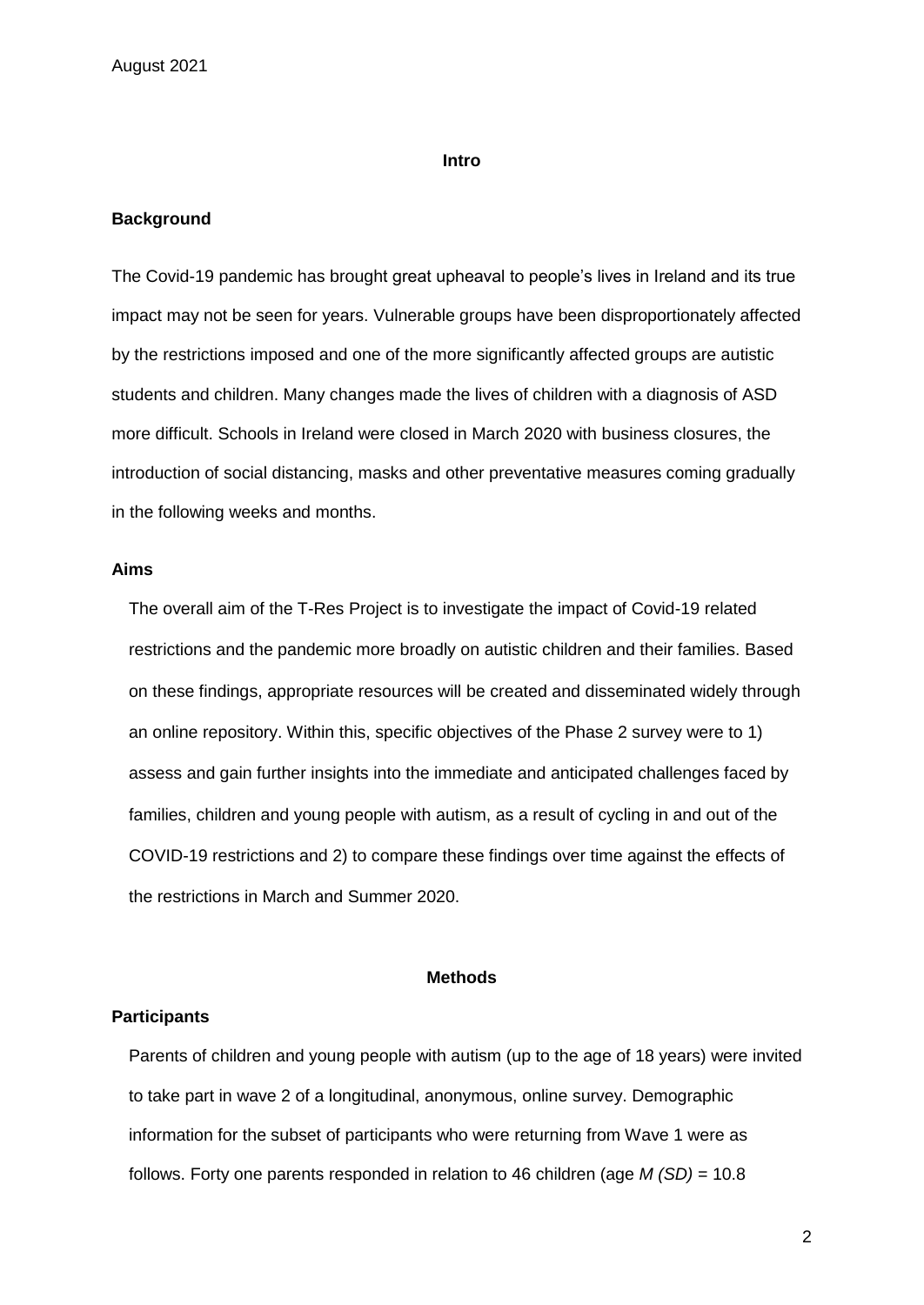## Intro

### Background

The Covid-19 pandemic has brought great upheaval to people's lives in Ireland and its true impact may not be seen for years. Vulnerable groups have been disproportionately affected by the restrictions imposed and one of the more significantly affected groups are autistic students and children. Many changes made the lives of children with a diagnosis of ASD more difficult. Schools in Ireland were closed in March 2020 with business closures, the introduction of social distancing, masks and other preventative measures coming gradually in the following weeks and months.

### Aims

The overall aim of the T-Res Project is to investigate the impact of Covid-19 related restrictions and the pandemic more broadly on autistic children and their families. Based on these findings, appropriate resources will be created and disseminated widely through an online repository. Within this, specific objectives of the Phase 2 survey were to 1) assess and gain further insights into the immediate and anticipated challenges faced by families, children and young people with autism, as a result of cycling in and out of the COVID-19 restrictions and 2) to compare these findings over time against the effects of the restrictions in March and Summer 2020.

## Methods

### Participants

Parents of children and young people with autism (up to the age of 18 years) were invited to take part in wave 2 of a longitudinal, anonymous, online survey. Demographic information for the subset of participants who were returning from Wave 1 were as follows. Forty one parents responded in relation to 46 children (age *M (SD)* = 10.8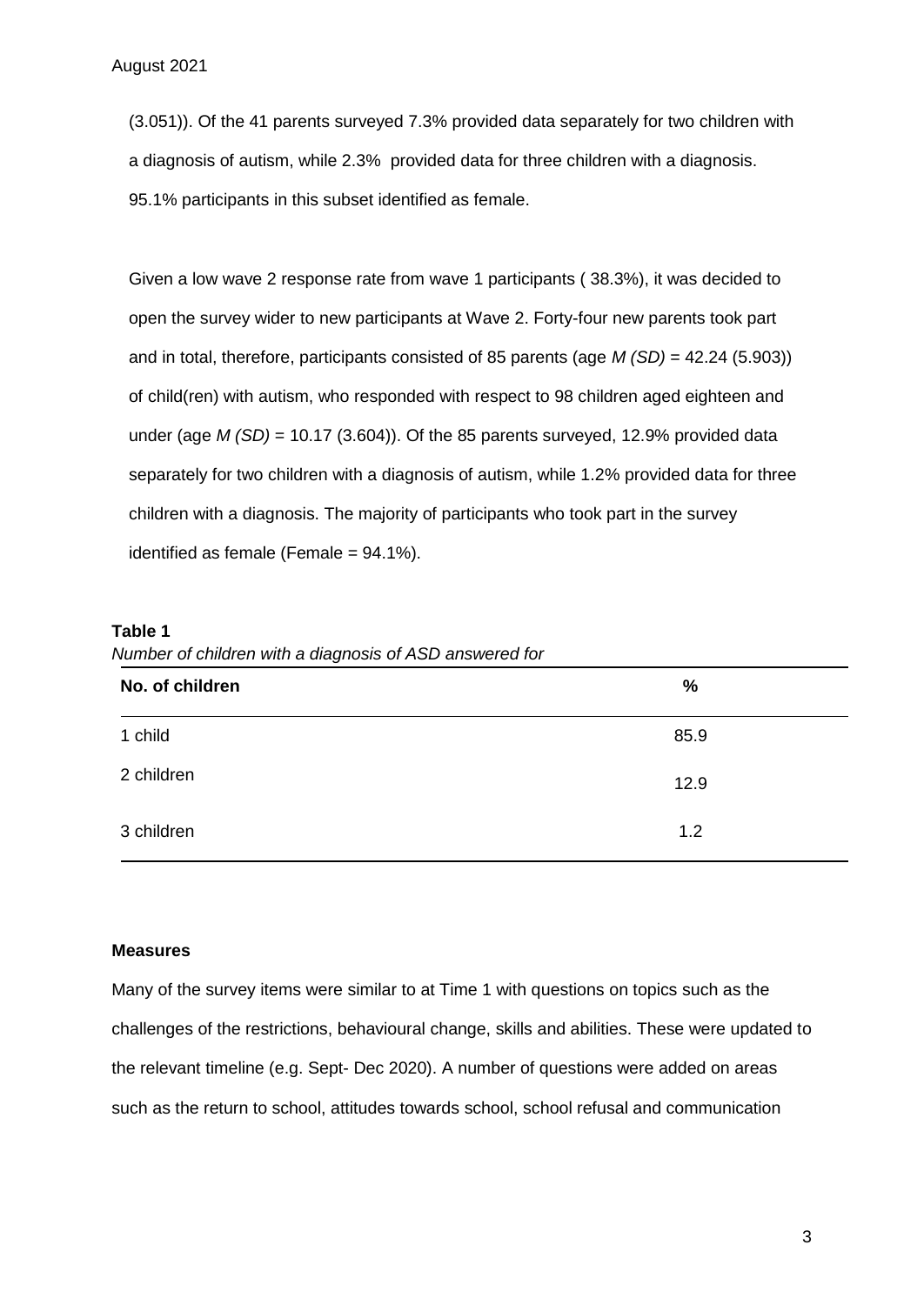(3.051)). Of the 41 parents surveyed 7.3% provided data separately for two children with a diagnosis of autism, while 2.3% provided data for three children with a diagnosis. 95.1% participants in this subset identified as female.

Given a low wave 2 response rate from wave 1 participants ( 38.3%), it was decided to open the survey wider to new participants at Wave 2. Forty-four new parents took part and in total, therefore, participants consisted of 85 parents (age *M (SD)* = 42.24 (5.903)) of child(ren) with autism, who responded with respect to 98 children aged eighteen and under (age *M (SD)* = 10.17 (3.604)). Of the 85 parents surveyed, 12.9% provided data separately for two children with a diagnosis of autism, while 1.2% provided data for three children with a diagnosis. The majority of participants who took part in the survey identified as female (Female = 94.1%).

**Table 1**

*Number of children with a diagnosis of ASD answered for*

| No. of children | % |
|---|---|
| 1 child | 85.9 |
| 2 children | 12.9 |
| 3 children | 1.2 |

**Measures**

Many of the survey items were similar to at Time 1 with questions on topics such as the challenges of the restrictions, behavioural change, skills and abilities. These were updated to the relevant timeline (e.g. Sept- Dec 2020). A number of questions were added on areas such as the return to school, attitudes towards school, school refusal and communication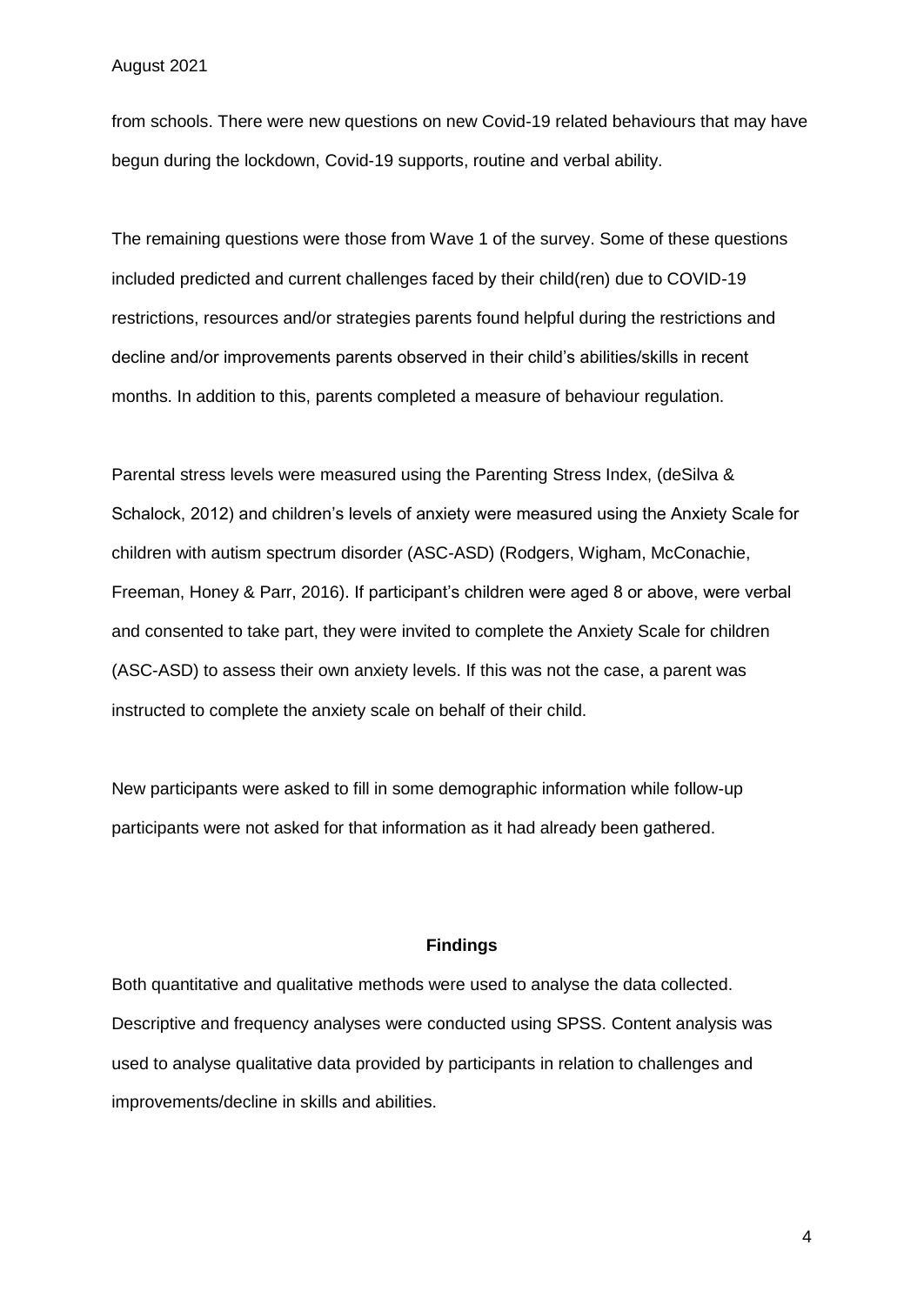from schools. There were new questions on new Covid-19 related behaviours that may have begun during the lockdown, Covid-19 supports, routine and verbal ability.

The remaining questions were those from Wave 1 of the survey. Some of these questions included predicted and current challenges faced by their child(ren) due to COVID-19 restrictions, resources and/or strategies parents found helpful during the restrictions and decline and/or improvements parents observed in their child's abilities/skills in recent months. In addition to this, parents completed a measure of behaviour regulation.

Parental stress levels were measured using the Parenting Stress Index, (deSilva & Schalock, 2012) and children's levels of anxiety were measured using the Anxiety Scale for children with autism spectrum disorder (ASC-ASD) (Rodgers, Wigham, McConachie, Freeman, Honey & Parr, 2016). If participant's children were aged 8 or above, were verbal and consented to take part, they were invited to complete the Anxiety Scale for children (ASC-ASD) to assess their own anxiety levels. If this was not the case, a parent was instructed to complete the anxiety scale on behalf of their child.

New participants were asked to fill in some demographic information while follow-up participants were not asked for that information as it had already been gathered.

## Findings

Both quantitative and qualitative methods were used to analyse the data collected. Descriptive and frequency analyses were conducted using SPSS. Content analysis was used to analyse qualitative data provided by participants in relation to challenges and improvements/decline in skills and abilities.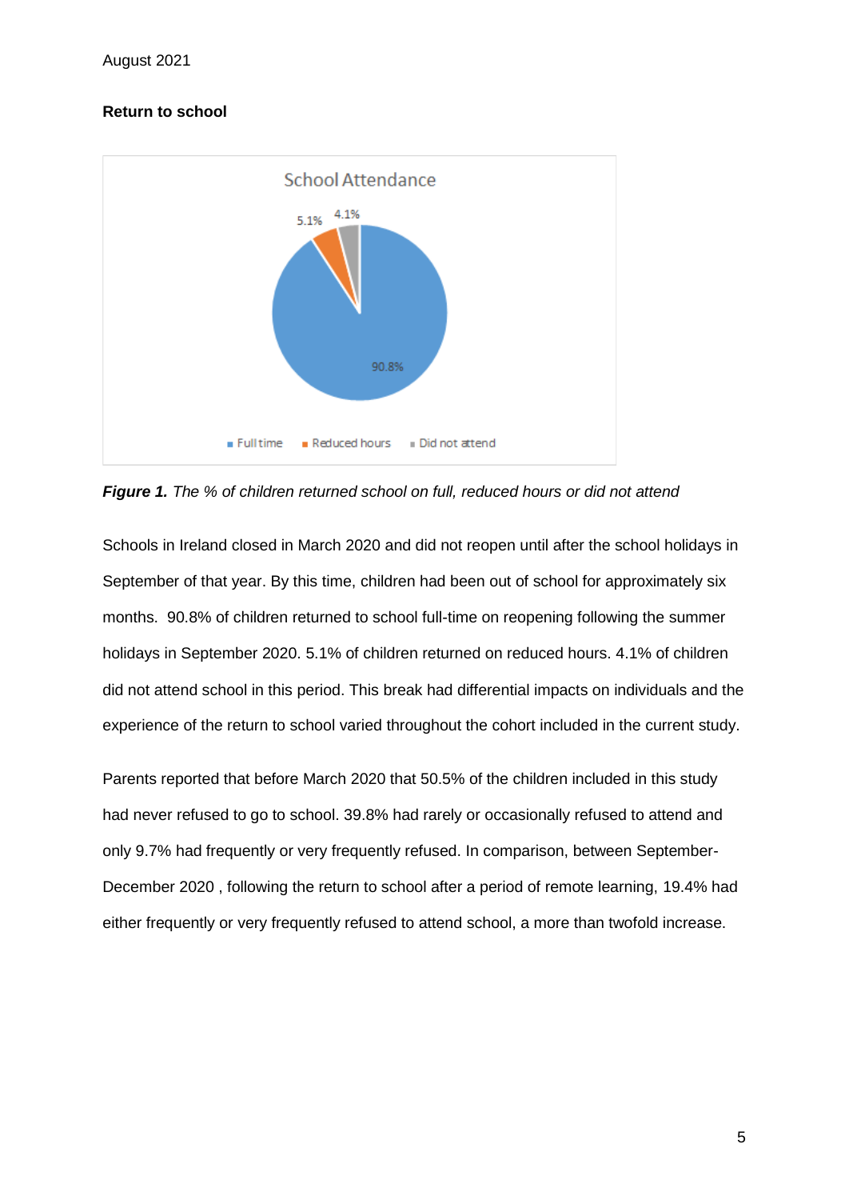August 2021

**Return to school**

*__Figure 1.__ The % of children returned school on full, reduced hours or did not attend*

Schools in Ireland closed in March 2020 and did not reopen until after the school holidays in September of that year. By this time, children had been out of school for approximately six months. 90.8% of children returned to school full-time on reopening following the summer holidays in September 2020. 5.1% of children returned on reduced hours. 4.1% of children did not attend school in this period. This break had differential impacts on individuals and the experience of the return to school varied throughout the cohort included in the current study.

Parents reported that before March 2020 that 50.5% of the children included in this study had never refused to go to school. 39.8% had rarely or occasionally refused to attend and only 9.7% had frequently or very frequently refused. In comparison, between September-December 2020 , following the return to school after a period of remote learning, 19.4% had either frequently or very frequently refused to attend school, a more than twofold increase.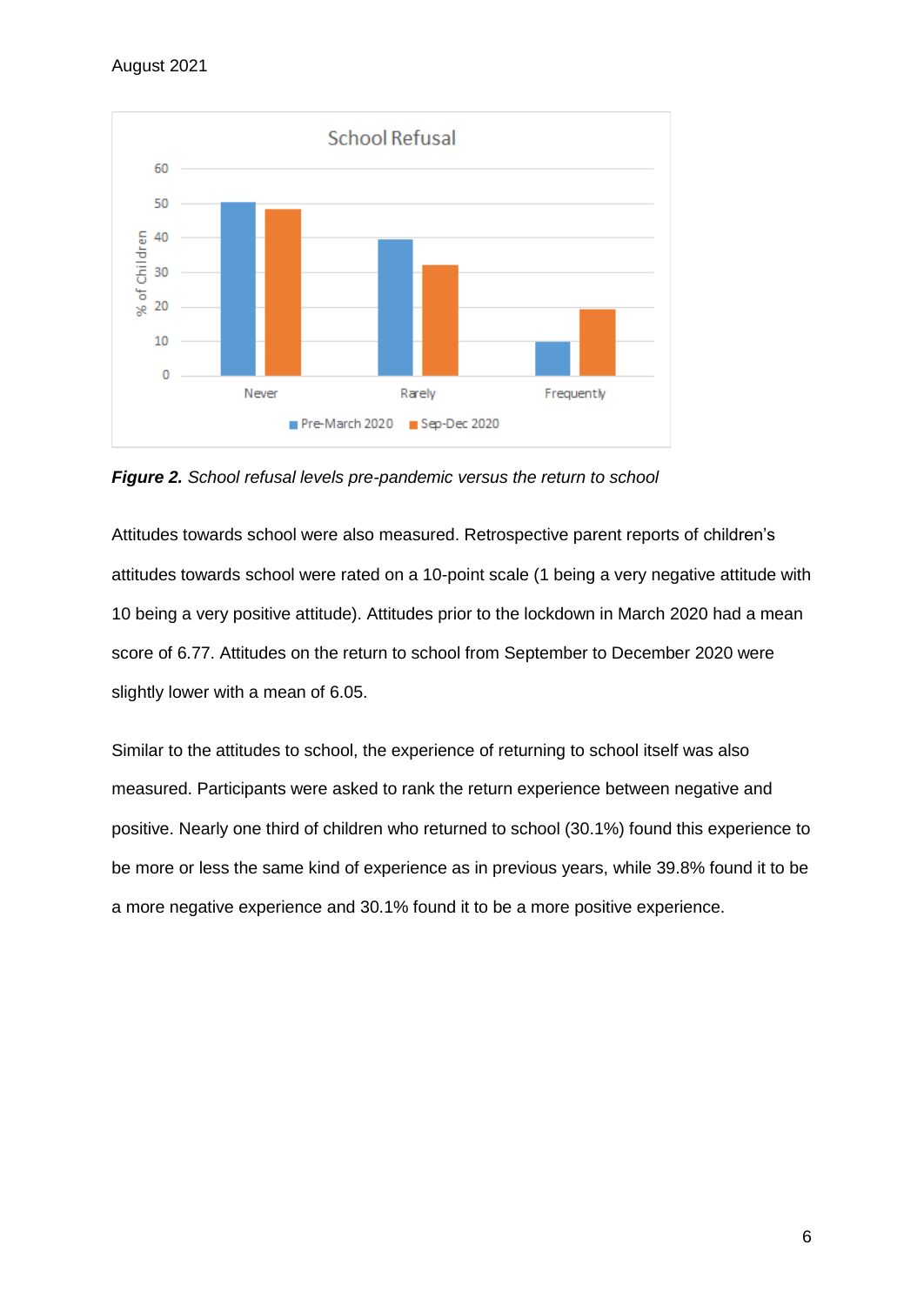***Figure 2.*** *School refusal levels pre-pandemic versus the return to school*

Attitudes towards school were also measured. Retrospective parent reports of children's attitudes towards school were rated on a 10-point scale (1 being a very negative attitude with 10 being a very positive attitude). Attitudes prior to the lockdown in March 2020 had a mean score of 6.77. Attitudes on the return to school from September to December 2020 were slightly lower with a mean of 6.05.

Similar to the attitudes to school, the experience of returning to school itself was also measured. Participants were asked to rank the return experience between negative and positive. Nearly one third of children who returned to school (30.1%) found this experience to be more or less the same kind of experience as in previous years, while 39.8% found it to be a more negative experience and 30.1% found it to be a more positive experience.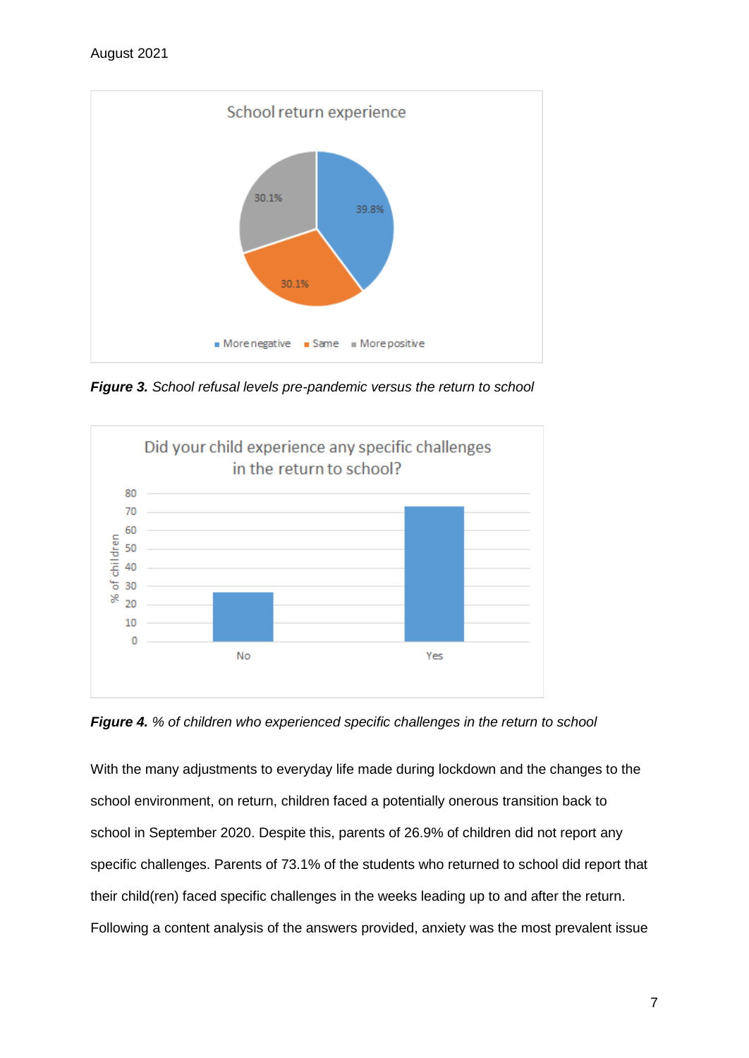*School return experience*

*More negative: 39.8% · Same: 30.1% · More positive: 30.1%*

***Figure 3.*** *School refusal levels pre-pandemic versus the return to school*

*Did your child experience any specific challenges in the return to school?*

***Figure 4.*** *% of children who experienced specific challenges in the return to school*

With the many adjustments to everyday life made during lockdown and the changes to the school environment, on return, children faced a potentially onerous transition back to school in September 2020. Despite this, parents of 26.9% of children did not report any specific challenges. Parents of 73.1% of the students who returned to school did report that their child(ren) faced specific challenges in the weeks leading up to and after the return. Following a content analysis of the answers provided, anxiety was the most prevalent issue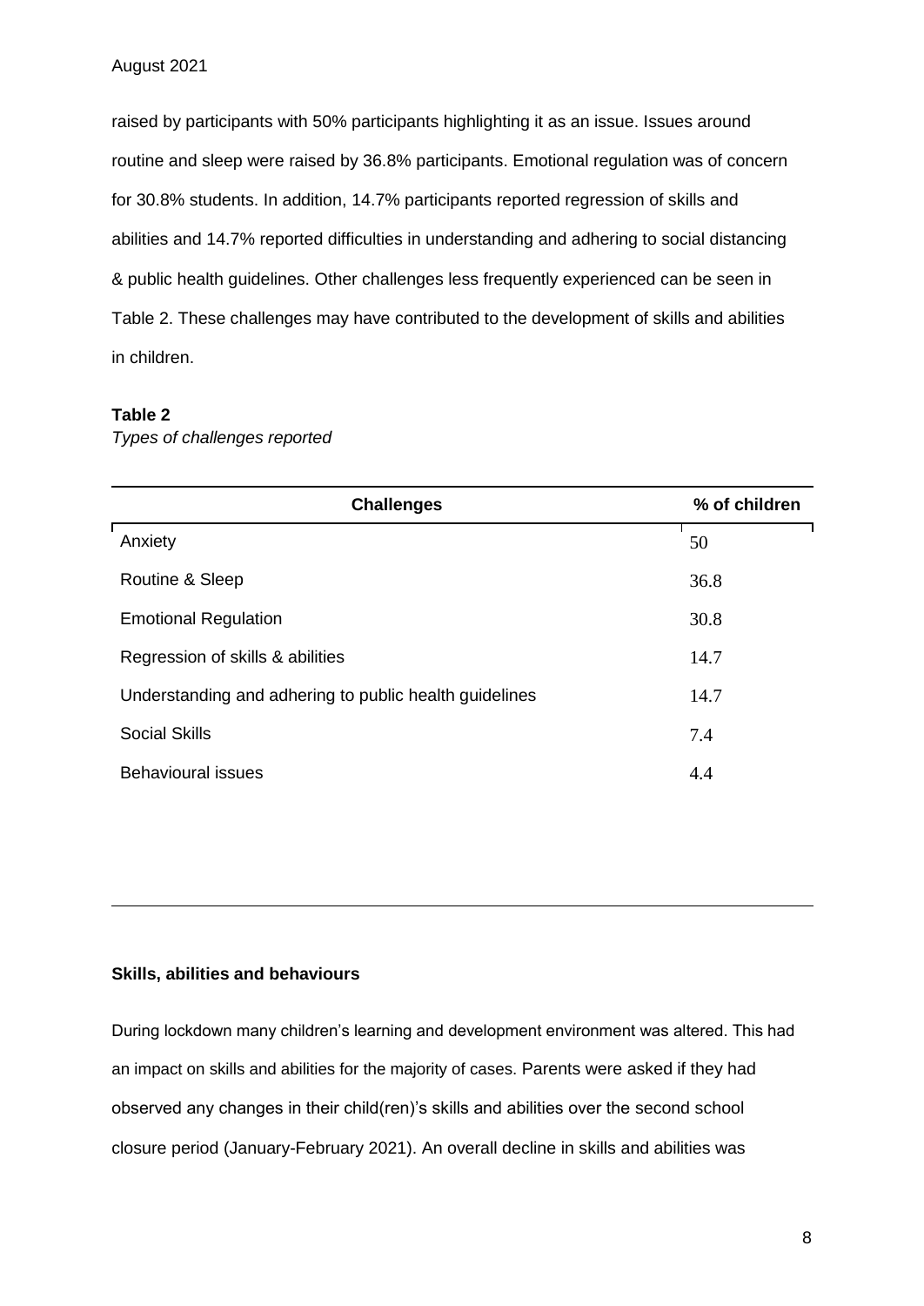raised by participants with 50% participants highlighting it as an issue. Issues around routine and sleep were raised by 36.8% participants. Emotional regulation was of concern for 30.8% students. In addition, 14.7% participants reported regression of skills and abilities and 14.7% reported difficulties in understanding and adhering to social distancing & public health guidelines. Other challenges less frequently experienced can be seen in Table 2. These challenges may have contributed to the development of skills and abilities in children.

**Table 2**

*Types of challenges reported*

| Challenges | % of children |
|---|---|
| Anxiety | 50 |
| Routine & Sleep | 36.8 |
| Emotional Regulation | 30.8 |
| Regression of skills & abilities | 14.7 |
| Understanding and adhering to public health guidelines | 14.7 |
| Social Skills | 7.4 |
| Behavioural issues | 4.4 |

**Skills, abilities and behaviours**

During lockdown many children's learning and development environment was altered. This had an impact on skills and abilities for the majority of cases. Parents were asked if they had observed any changes in their child(ren)'s skills and abilities over the second school closure period (January-February 2021). An overall decline in skills and abilities was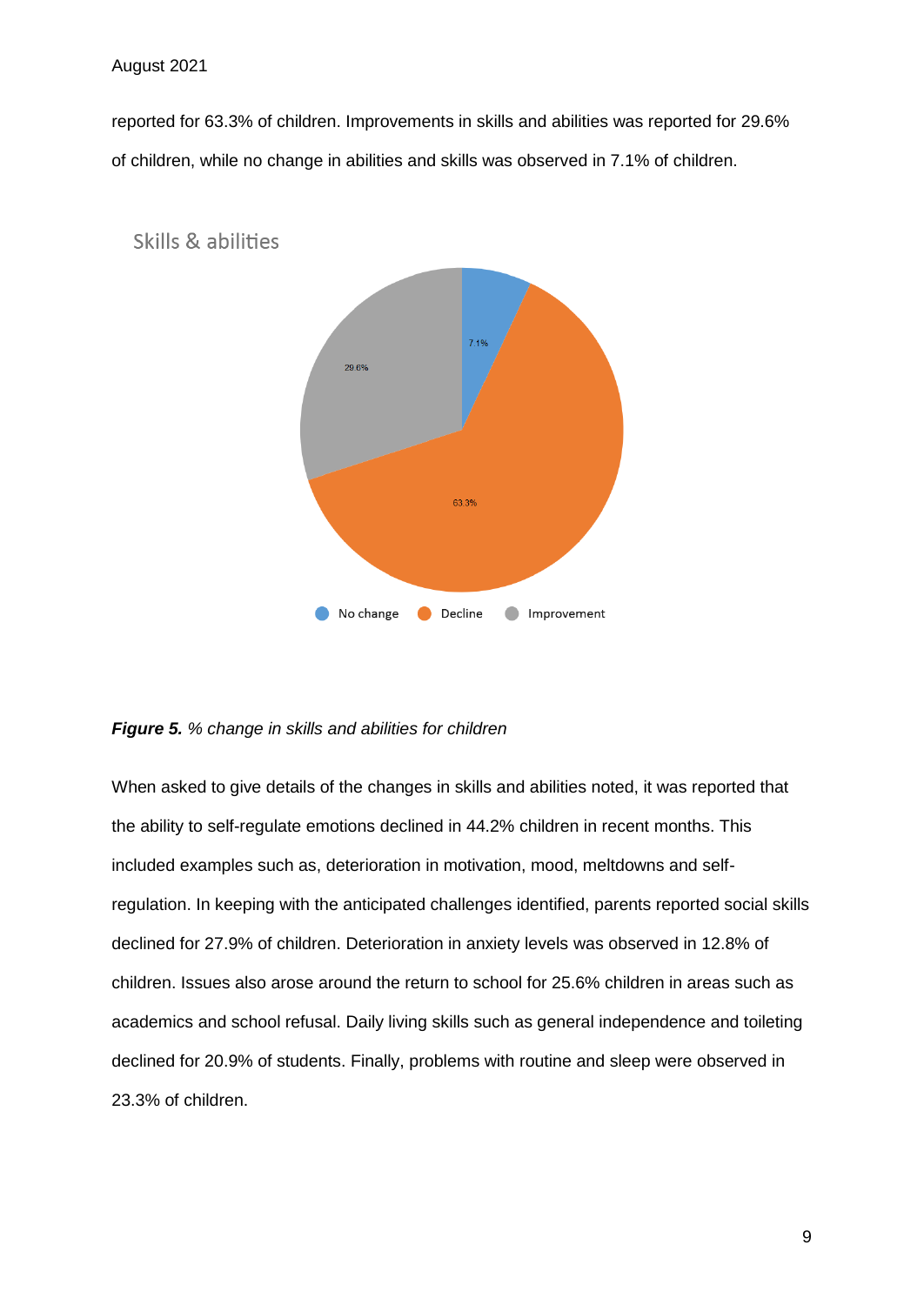reported for 63.3% of children. Improvements in skills and abilities was reported for 29.6% of children, while no change in abilities and skills was observed in 7.1% of children.

Skills & abilities

7.1%

29.6%

63.3%

No change Decline Improvement

***Figure 5.*** *% change in skills and abilities for children*

When asked to give details of the changes in skills and abilities noted, it was reported that the ability to self-regulate emotions declined in 44.2% children in recent months. This included examples such as, deterioration in motivation, mood, meltdowns and self-regulation. In keeping with the anticipated challenges identified, parents reported social skills declined for 27.9% of children. Deterioration in anxiety levels was observed in 12.8% of children. Issues also arose around the return to school for 25.6% children in areas such as academics and school refusal. Daily living skills such as general independence and toileting declined for 20.9% of students. Finally, problems with routine and sleep were observed in 23.3% of children.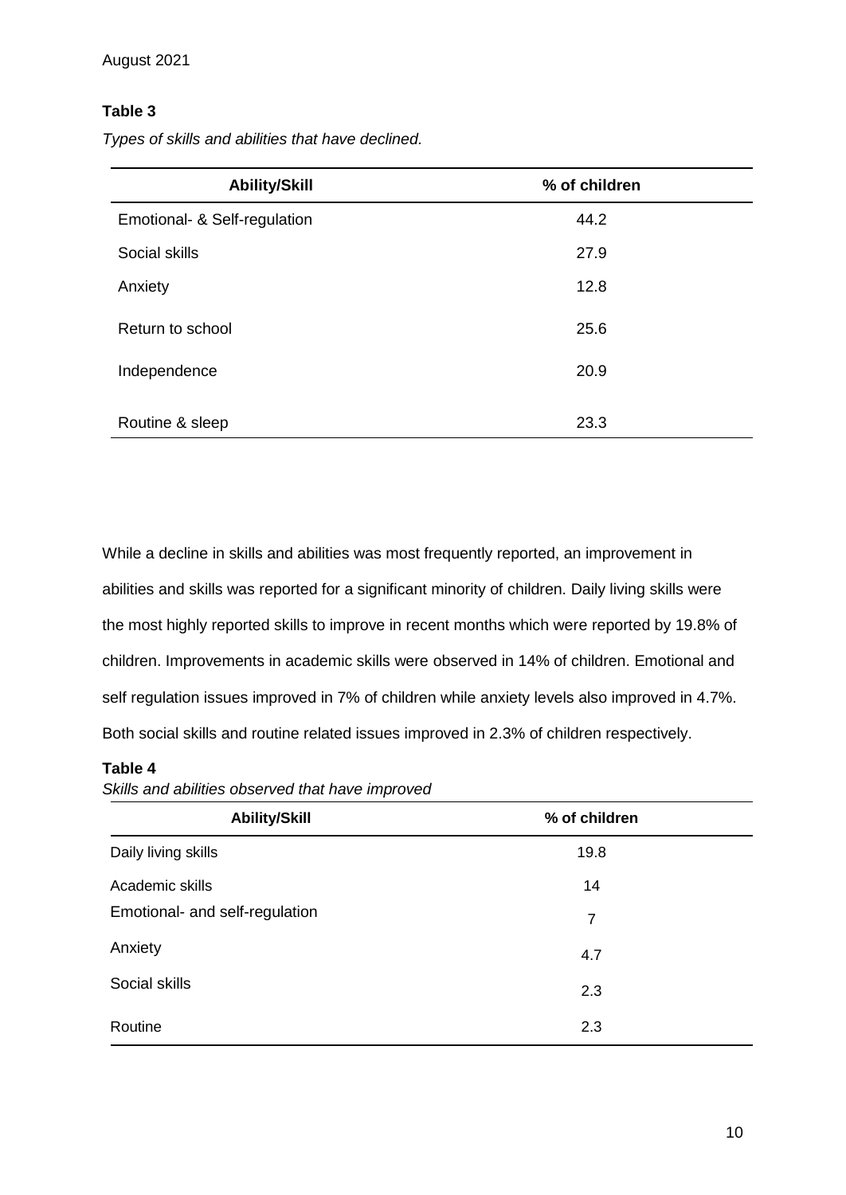**Table 3**

*Types of skills and abilities that have declined.*

| Ability/Skill | % of children |
|---|---|
| Emotional- & Self-regulation | 44.2 |
| Social skills | 27.9 |
| Anxiety | 12.8 |
| Return to school | 25.6 |
| Independence | 20.9 |
| Routine & sleep | 23.3 |

While a decline in skills and abilities was most frequently reported, an improvement in abilities and skills was reported for a significant minority of children. Daily living skills were the most highly reported skills to improve in recent months which were reported by 19.8% of children. Improvements in academic skills were observed in 14% of children. Emotional and self regulation issues improved in 7% of children while anxiety levels also improved in 4.7%. Both social skills and routine related issues improved in 2.3% of children respectively.

**Table 4**

*Skills and abilities observed that have improved*

| Ability/Skill | % of children |
|---|---|
| Daily living skills | 19.8 |
| Academic skills | 14 |
| Emotional- and self-regulation | 7 |
| Anxiety | 4.7 |
| Social skills | 2.3 |
| Routine | 2.3 |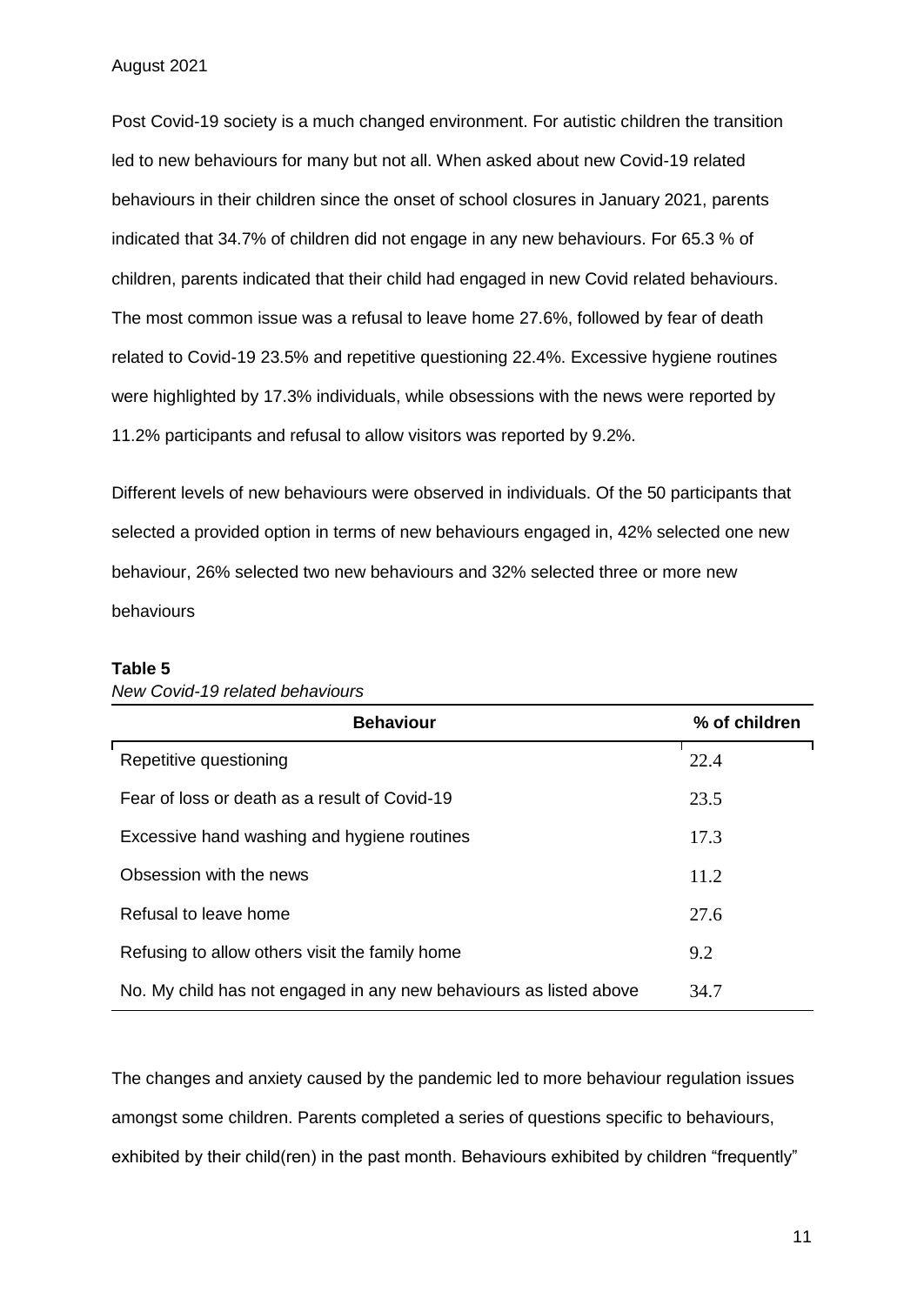Post Covid-19 society is a much changed environment. For autistic children the transition led to new behaviours for many but not all. When asked about new Covid-19 related behaviours in their children since the onset of school closures in January 2021, parents indicated that 34.7% of children did not engage in any new behaviours. For 65.3 % of children, parents indicated that their child had engaged in new Covid related behaviours. The most common issue was a refusal to leave home 27.6%, followed by fear of death related to Covid-19 23.5% and repetitive questioning 22.4%. Excessive hygiene routines were highlighted by 17.3% individuals, while obsessions with the news were reported by 11.2% participants and refusal to allow visitors was reported by 9.2%.

Different levels of new behaviours were observed in individuals. Of the 50 participants that selected a provided option in terms of new behaviours engaged in, 42% selected one new behaviour, 26% selected two new behaviours and 32% selected three or more new behaviours

**Table 5**

*New Covid-19 related behaviours*

| Behaviour | % of children |
|---|---|
| Repetitive questioning | 22.4 |
| Fear of loss or death as a result of Covid-19 | 23.5 |
| Excessive hand washing and hygiene routines | 17.3 |
| Obsession with the news | 11.2 |
| Refusal to leave home | 27.6 |
| Refusing to allow others visit the family home | 9.2 |
| No. My child has not engaged in any new behaviours as listed above | 34.7 |

The changes and anxiety caused by the pandemic led to more behaviour regulation issues amongst some children. Parents completed a series of questions specific to behaviours, exhibited by their child(ren) in the past month. Behaviours exhibited by children "frequently"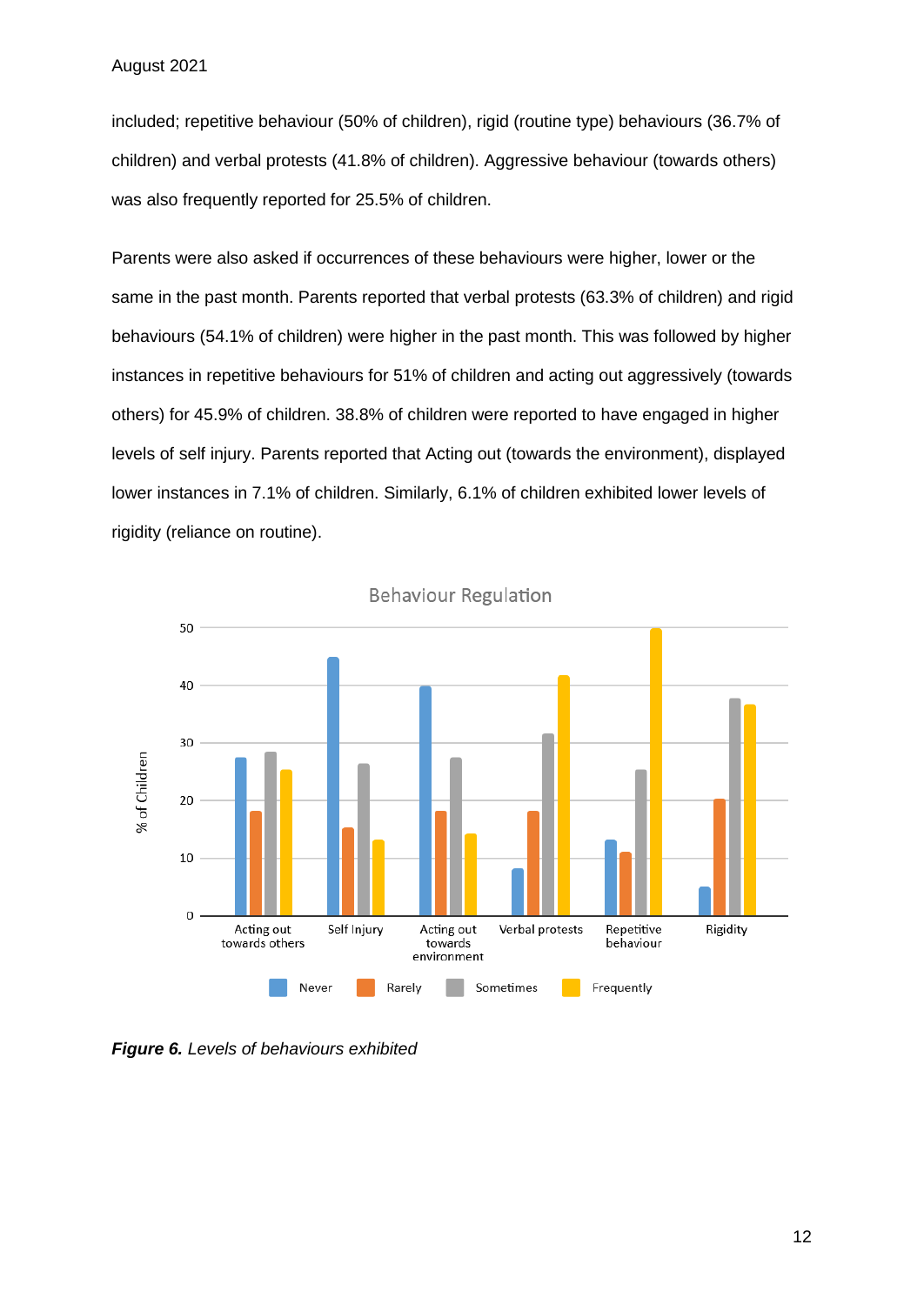included; repetitive behaviour (50% of children), rigid (routine type) behaviours (36.7% of children) and verbal protests (41.8% of children). Aggressive behaviour (towards others) was also frequently reported for 25.5% of children.

Parents were also asked if occurrences of these behaviours were higher, lower or the same in the past month. Parents reported that verbal protests (63.3% of children) and rigid behaviours (54.1% of children) were higher in the past month. This was followed by higher instances in repetitive behaviours for 51% of children and acting out aggressively (towards others) for 45.9% of children. 38.8% of children were reported to have engaged in higher levels of self injury. Parents reported that Acting out (towards the environment), displayed lower instances in 7.1% of children. Similarly, 6.1% of children exhibited lower levels of rigidity (reliance on routine).

***Figure 6.*** *Levels of behaviours exhibited*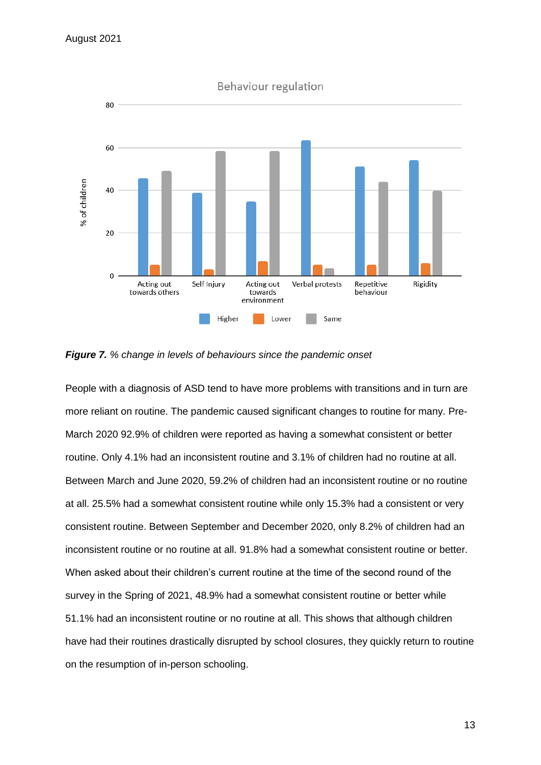*Figure 7.* *% change in levels of behaviours since the pandemic onset*

People with a diagnosis of ASD tend to have more problems with transitions and in turn are more reliant on routine. The pandemic caused significant changes to routine for many. Pre-March 2020 92.9% of children were reported as having a somewhat consistent or better routine. Only 4.1% had an inconsistent routine and 3.1% of children had no routine at all. Between March and June 2020, 59.2% of children had an inconsistent routine or no routine at all. 25.5% had a somewhat consistent routine while only 15.3% had a consistent or very consistent routine. Between September and December 2020, only 8.2% of children had an inconsistent routine or no routine at all. 91.8% had a somewhat consistent routine or better. When asked about their children's current routine at the time of the second round of the survey in the Spring of 2021, 48.9% had a somewhat consistent routine or better while 51.1% had an inconsistent routine or no routine at all. This shows that although children have had their routines drastically disrupted by school closures, they quickly return to routine on the resumption of in-person schooling.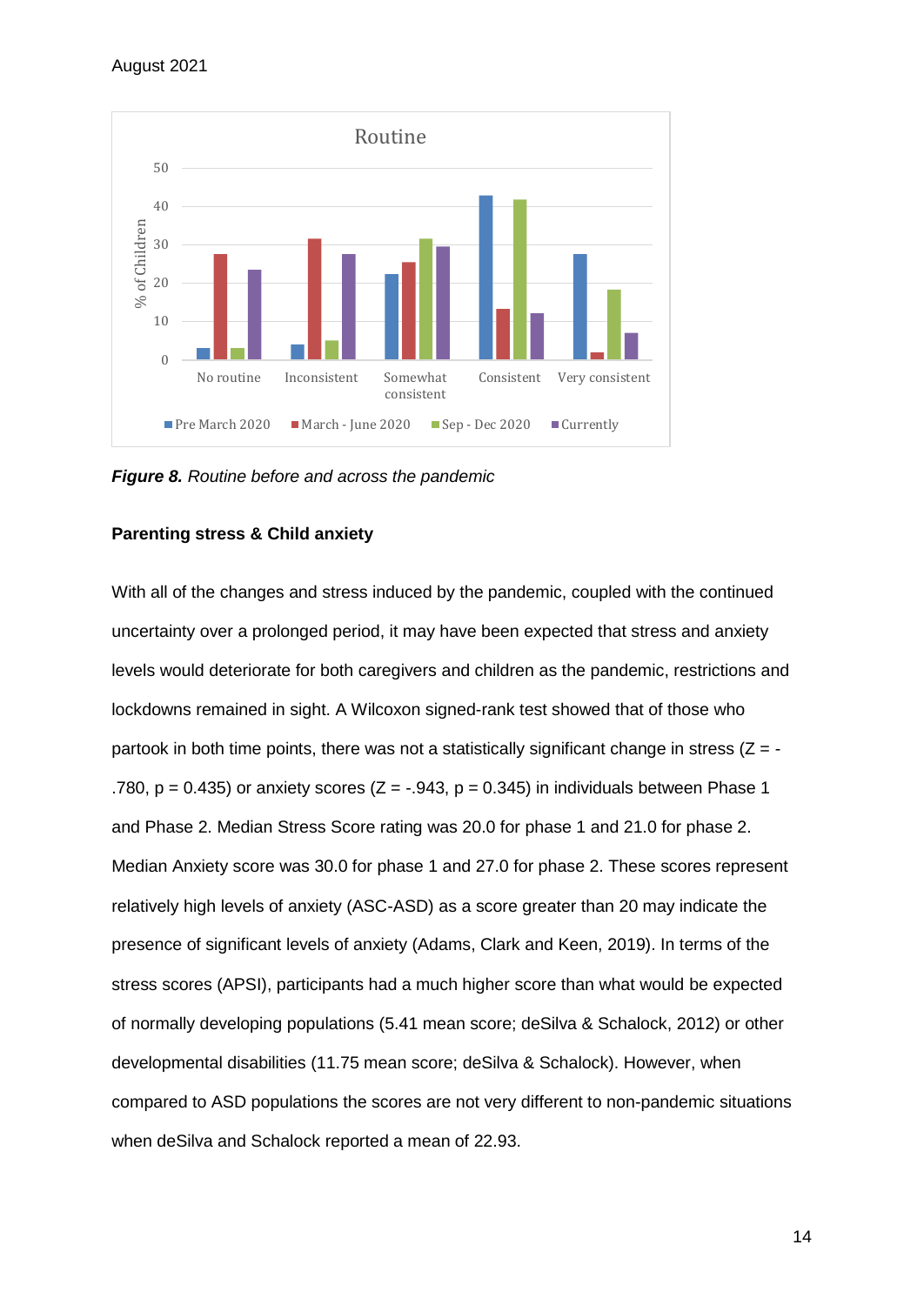**Figure 8.** *Routine before and across the pandemic*

**Parenting stress & Child anxiety**

With all of the changes and stress induced by the pandemic, coupled with the continued uncertainty over a prolonged period, it may have been expected that stress and anxiety levels would deteriorate for both caregivers and children as the pandemic, restrictions and lockdowns remained in sight. A Wilcoxon signed-rank test showed that of those who partook in both time points, there was not a statistically significant change in stress ($Z = -.780$, $p = 0.435$) or anxiety scores ($Z = -.943$, $p = 0.345$) in individuals between Phase 1 and Phase 2. Median Stress Score rating was 20.0 for phase 1 and 21.0 for phase 2. Median Anxiety score was 30.0 for phase 1 and 27.0 for phase 2. These scores represent relatively high levels of anxiety (ASC-ASD) as a score greater than 20 may indicate the presence of significant levels of anxiety (Adams, Clark and Keen, 2019). In terms of the stress scores (APSI), participants had a much higher score than what would be expected of normally developing populations (5.41 mean score; deSilva & Schalock, 2012) or other developmental disabilities (11.75 mean score; deSilva & Schalock). However, when compared to ASD populations the scores are not very different to non-pandemic situations when deSilva and Schalock reported a mean of 22.93.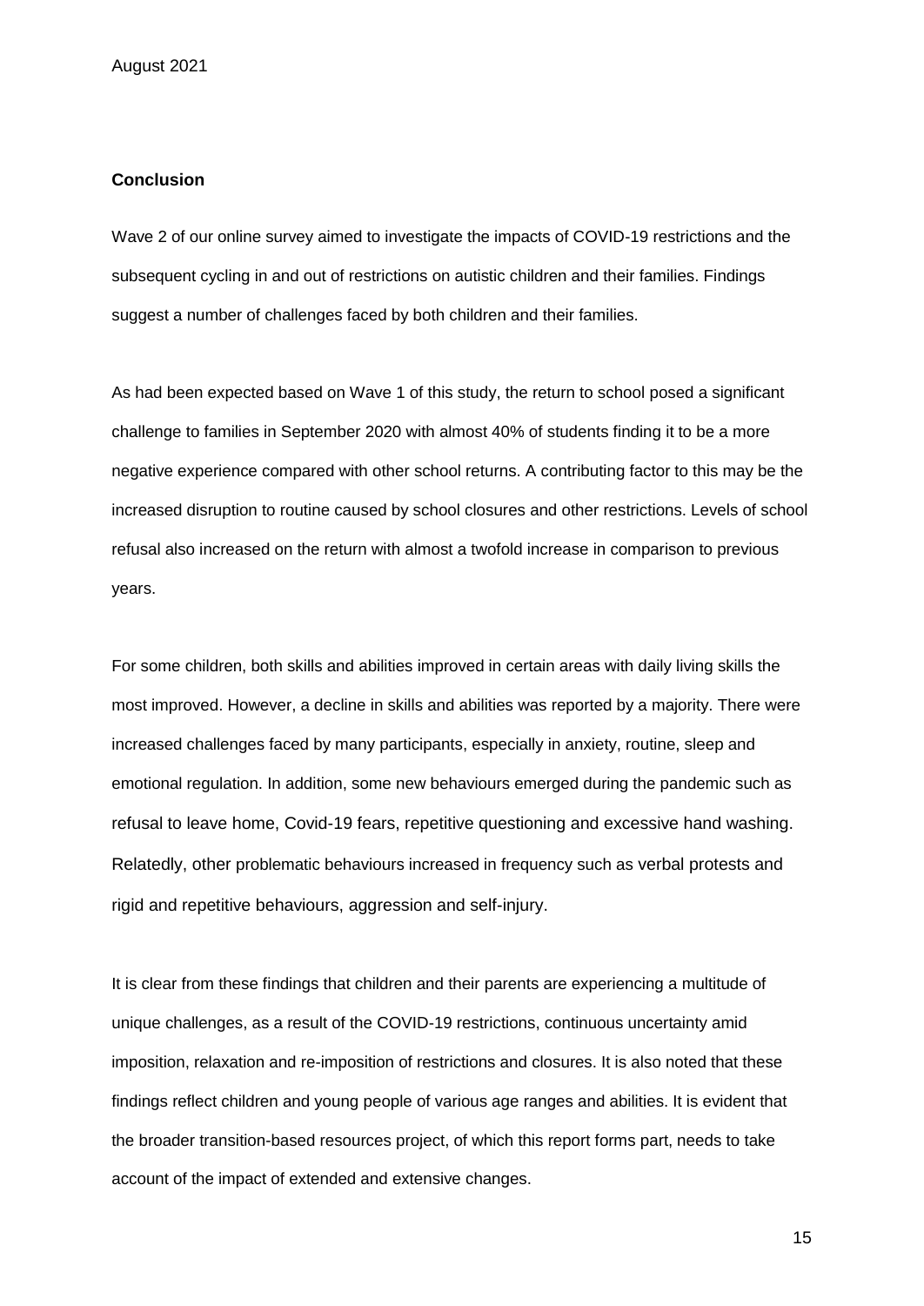## Conclusion

Wave 2 of our online survey aimed to investigate the impacts of COVID-19 restrictions and the subsequent cycling in and out of restrictions on autistic children and their families. Findings suggest a number of challenges faced by both children and their families.

As had been expected based on Wave 1 of this study, the return to school posed a significant challenge to families in September 2020 with almost 40% of students finding it to be a more negative experience compared with other school returns. A contributing factor to this may be the increased disruption to routine caused by school closures and other restrictions. Levels of school refusal also increased on the return with almost a twofold increase in comparison to previous years.

For some children, both skills and abilities improved in certain areas with daily living skills the most improved. However, a decline in skills and abilities was reported by a majority. There were increased challenges faced by many participants, especially in anxiety, routine, sleep and emotional regulation. In addition, some new behaviours emerged during the pandemic such as refusal to leave home, Covid-19 fears, repetitive questioning and excessive hand washing. Relatedly, other problematic behaviours increased in frequency such as verbal protests and rigid and repetitive behaviours, aggression and self-injury.

It is clear from these findings that children and their parents are experiencing a multitude of unique challenges, as a result of the COVID-19 restrictions, continuous uncertainty amid imposition, relaxation and re-imposition of restrictions and closures. It is also noted that these findings reflect children and young people of various age ranges and abilities. It is evident that the broader transition-based resources project, of which this report forms part, needs to take account of the impact of extended and extensive changes.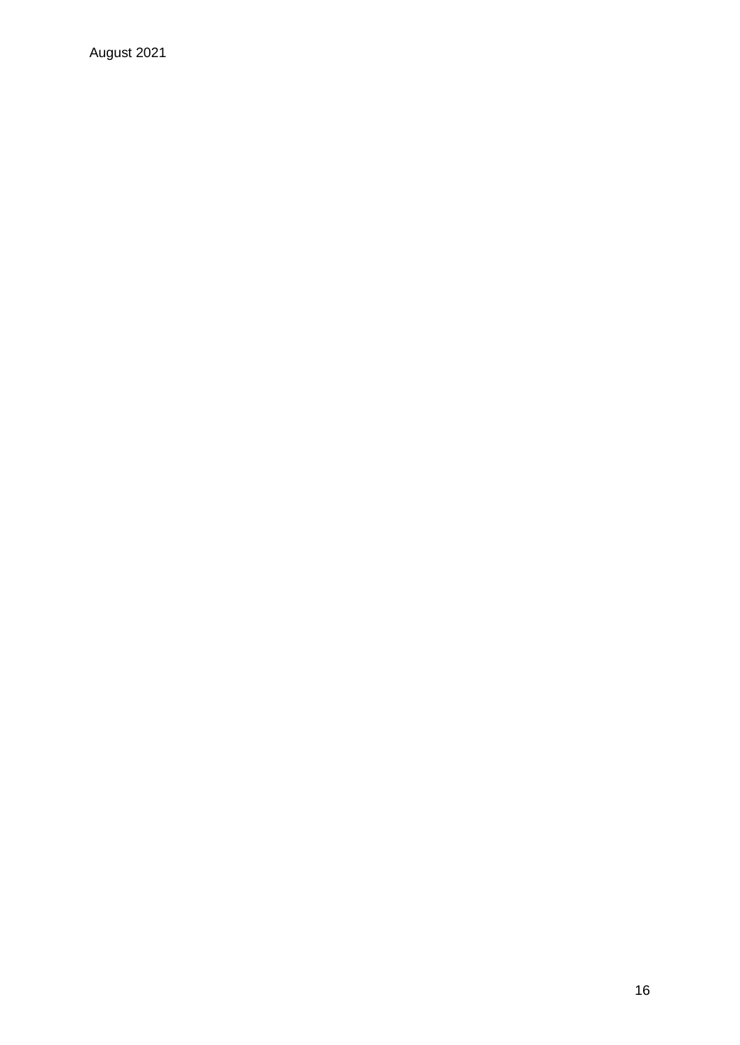August 2021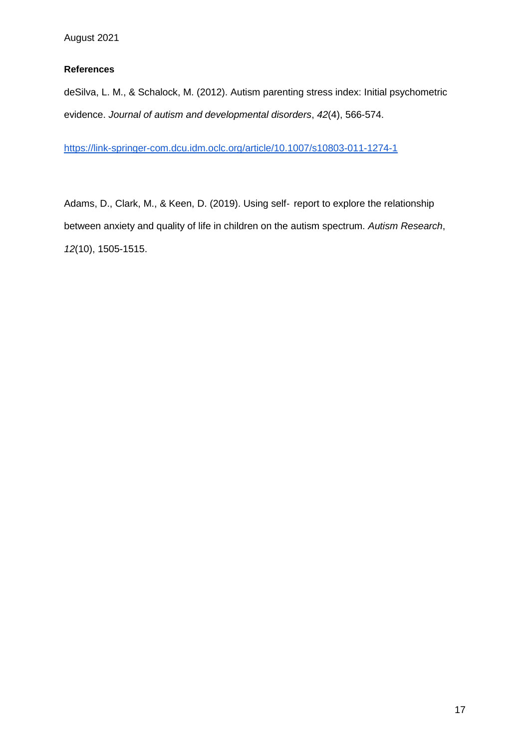August 2021

**References**

deSilva, L. M., & Schalock, M. (2012). Autism parenting stress index: Initial psychometric evidence. *Journal of autism and developmental disorders*, *42*(4), 566-574.

https://link-springer-com.dcu.idm.oclc.org/article/10.1007/s10803-011-1274-1

Adams, D., Clark, M., & Keen, D. (2019). Using self- report to explore the relationship between anxiety and quality of life in children on the autism spectrum. *Autism Research*, *12*(10), 1505-1515.